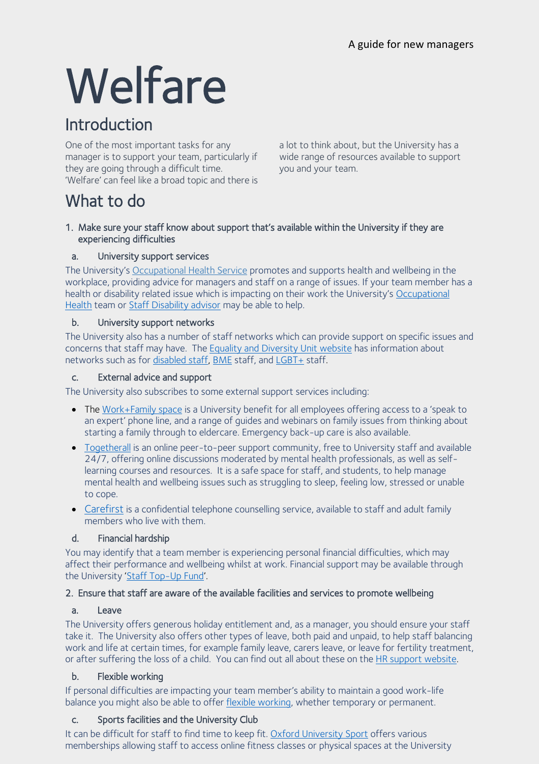A guide for new managers

# Welfare

## Introduction

One of the most important tasks for any manager is to support your team, particularly if they are going through a difficult time. 'Welfare' can feel like a broad topic and there is a lot to think about, but the University has a wide range of resources available to support you and your team.

## What to do

### 1. Make sure your staff know about support that's available within the University if they are experiencing difficulties

#### a. University support services

The University's Occupational Health Service promotes and supports health and wellbeing in the workplace, providing advice for managers and staff on a range of issues. If your team member has a health or disability related issue which is impacting on their work the University's Occupational Health team or Staff Disability advisor may be able to help.

#### b. University support networks

The University also has a number of staff networks which can provide support on specific issues and concerns that staff may have. The Equality and Diversity Unit website has information about networks such as for disabled staff, BME staff, and LGBT+ staff.

#### c. External advice and support

The University also subscribes to some external support services including:

- The Work+Family space is a University benefit for all employees offering access to a 'speak to an expert' phone line, and a range of guides and webinars on family issues from thinking about starting a family through to eldercare. Emergency back-up care is also available.
- Togetherall is an online peer-to-peer support community, free to University staff and available 24/7, offering online discussions moderated by mental health professionals, as well as self-learning courses and resources. It is a safe space for staff, and students, to help manage mental health and wellbeing issues such as struggling to sleep, feeling low, stressed or unable to cope.
- Carefirst is a confidential telephone counselling service, available to staff and adult family members who live with them.

#### d. Financial hardship

You may identify that a team member is experiencing personal financial difficulties, which may affect their performance and wellbeing whilst at work. Financial support may be available through the University 'Staff Top-Up Fund'.

### 2. Ensure that staff are aware of the available facilities and services to promote wellbeing

#### a. Leave

The University offers generous holiday entitlement and, as a manager, you should ensure your staff take it. The University also offers other types of leave, both paid and unpaid, to help staff balancing work and life at certain times, for example family leave, carers leave, or leave for fertility treatment, or after suffering the loss of a child. You can find out all about these on the HR support website.

#### b. Flexible working

If personal difficulties are impacting your team member's ability to maintain a good work-life balance you might also be able to offer flexible working, whether temporary or permanent.

#### c. Sports facilities and the University Club

It can be difficult for staff to find time to keep fit. Oxford University Sport offers various memberships allowing staff to access online fitness classes or physical spaces at the University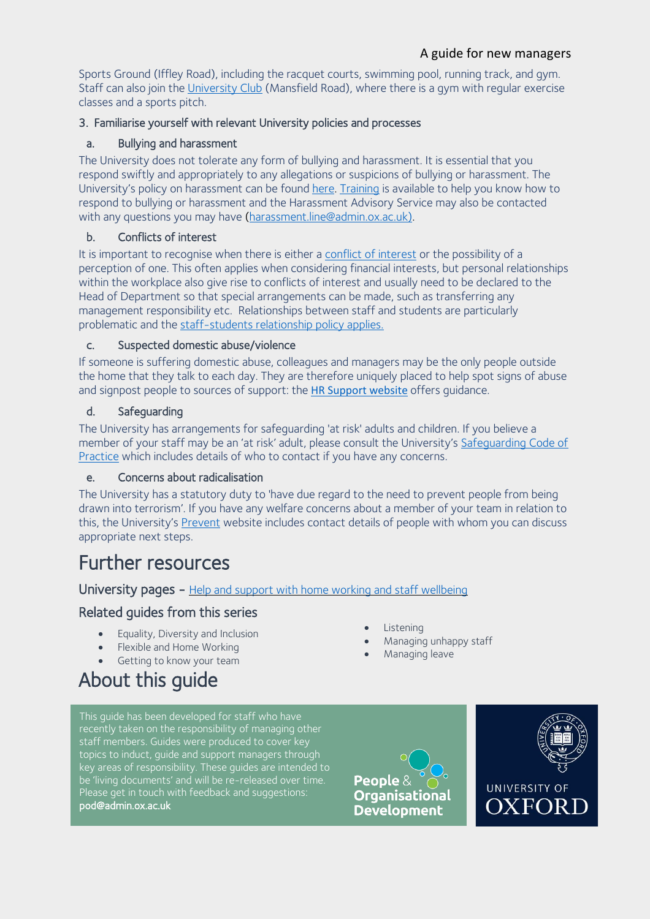Sports Ground (Iffley Road), including the racquet courts, swimming pool, running track, and gym. Staff can also join the University Club (Mansfield Road), where there is a gym with regular exercise classes and a sports pitch.

### 3. Familiarise yourself with relevant University policies and processes

#### a. Bullying and harassment

The University does not tolerate any form of bullying and harassment. It is essential that you respond swiftly and appropriately to any allegations or suspicions of bullying or harassment. The University's policy on harassment can be found here. Training is available to help you know how to respond to bullying or harassment and the Harassment Advisory Service may also be contacted with any questions you may have (harassment.line@admin.ox.ac.uk).

#### b. Conflicts of interest

It is important to recognise when there is either a conflict of interest or the possibility of a perception of one. This often applies when considering financial interests, but personal relationships within the workplace also give rise to conflicts of interest and usually need to be declared to the Head of Department so that special arrangements can be made, such as transferring any management responsibility etc. Relationships between staff and students are particularly problematic and the staff-students relationship policy applies.

#### c. Suspected domestic abuse/violence

If someone is suffering domestic abuse, colleagues and managers may be the only people outside the home that they talk to each day. They are therefore uniquely placed to help spot signs of abuse and signpost people to sources of support: the **HR Support website** offers guidance.

#### d. Safeguarding

The University has arrangements for safeguarding 'at risk' adults and children. If you believe a member of your staff may be an 'at risk' adult, please consult the University's Safeguarding Code of Practice which includes details of who to contact if you have any concerns.

#### e. Concerns about radicalisation

The University has a statutory duty to 'have due regard to the need to prevent people from being drawn into terrorism'. If you have any welfare concerns about a member of your team in relation to this, the University's Prevent website includes contact details of people with whom you can discuss appropriate next steps.

# Further resources

## University pages – Help and support with home working and staff wellbeing

## Related guides from this series

- Equality, Diversity and Inclusion
- Flexible and Home Working
- Getting to know your team
- Listening
- Managing unhappy staff
- Managing leave

# About this guide

This guide has been developed for staff who have recently taken on the responsibility of managing other staff members. Guides were produced to cover key topics to induct, guide and support managers through key areas of responsibility. These guides are intended to be 'living documents' and will be re-released over time. Please get in touch with feedback and suggestions: **pod@admin.ox.ac.uk**

People & Organisational Development

UNIVERSITY OF OXFORD